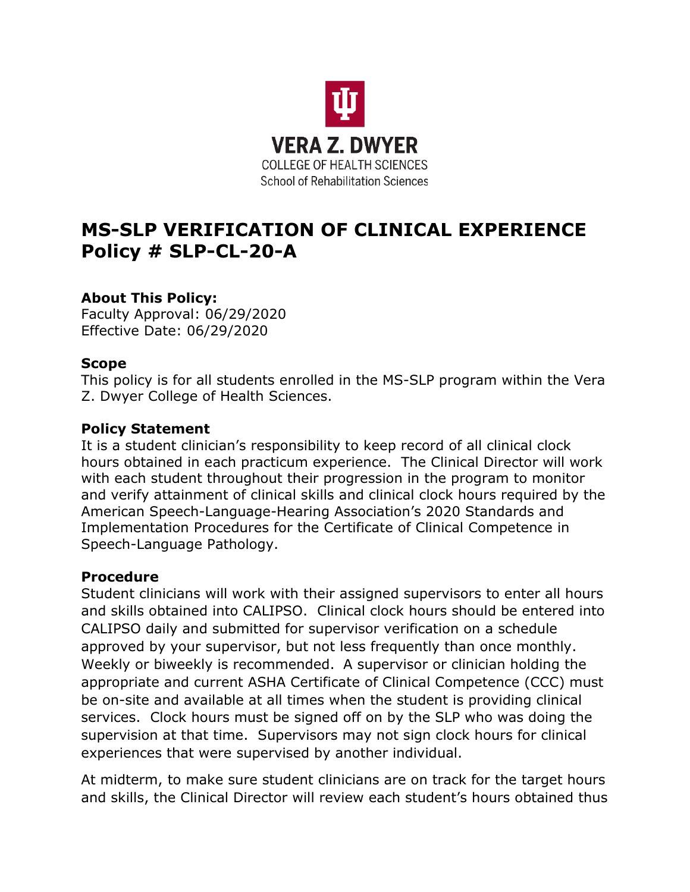VERA Z. DWYER
COLLEGE OF HEALTH SCIENCES
School of Rehabilitation Sciences

# MS-SLP VERIFICATION OF CLINICAL EXPERIENCE Policy # SLP-CL-20-A

### About This Policy:

Faculty Approval: 06/29/2020
Effective Date: 06/29/2020

### Scope

This policy is for all students enrolled in the MS-SLP program within the Vera Z. Dwyer College of Health Sciences.

### Policy Statement

It is a student clinician's responsibility to keep record of all clinical clock hours obtained in each practicum experience. The Clinical Director will work with each student throughout their progression in the program to monitor and verify attainment of clinical skills and clinical clock hours required by the American Speech-Language-Hearing Association's 2020 Standards and Implementation Procedures for the Certificate of Clinical Competence in Speech-Language Pathology.

### Procedure

Student clinicians will work with their assigned supervisors to enter all hours and skills obtained into CALIPSO. Clinical clock hours should be entered into CALIPSO daily and submitted for supervisor verification on a schedule approved by your supervisor, but not less frequently than once monthly. Weekly or biweekly is recommended. A supervisor or clinician holding the appropriate and current ASHA Certificate of Clinical Competence (CCC) must be on-site and available at all times when the student is providing clinical services. Clock hours must be signed off on by the SLP who was doing the supervision at that time. Supervisors may not sign clock hours for clinical experiences that were supervised by another individual.

At midterm, to make sure student clinicians are on track for the target hours and skills, the Clinical Director will review each student's hours obtained thus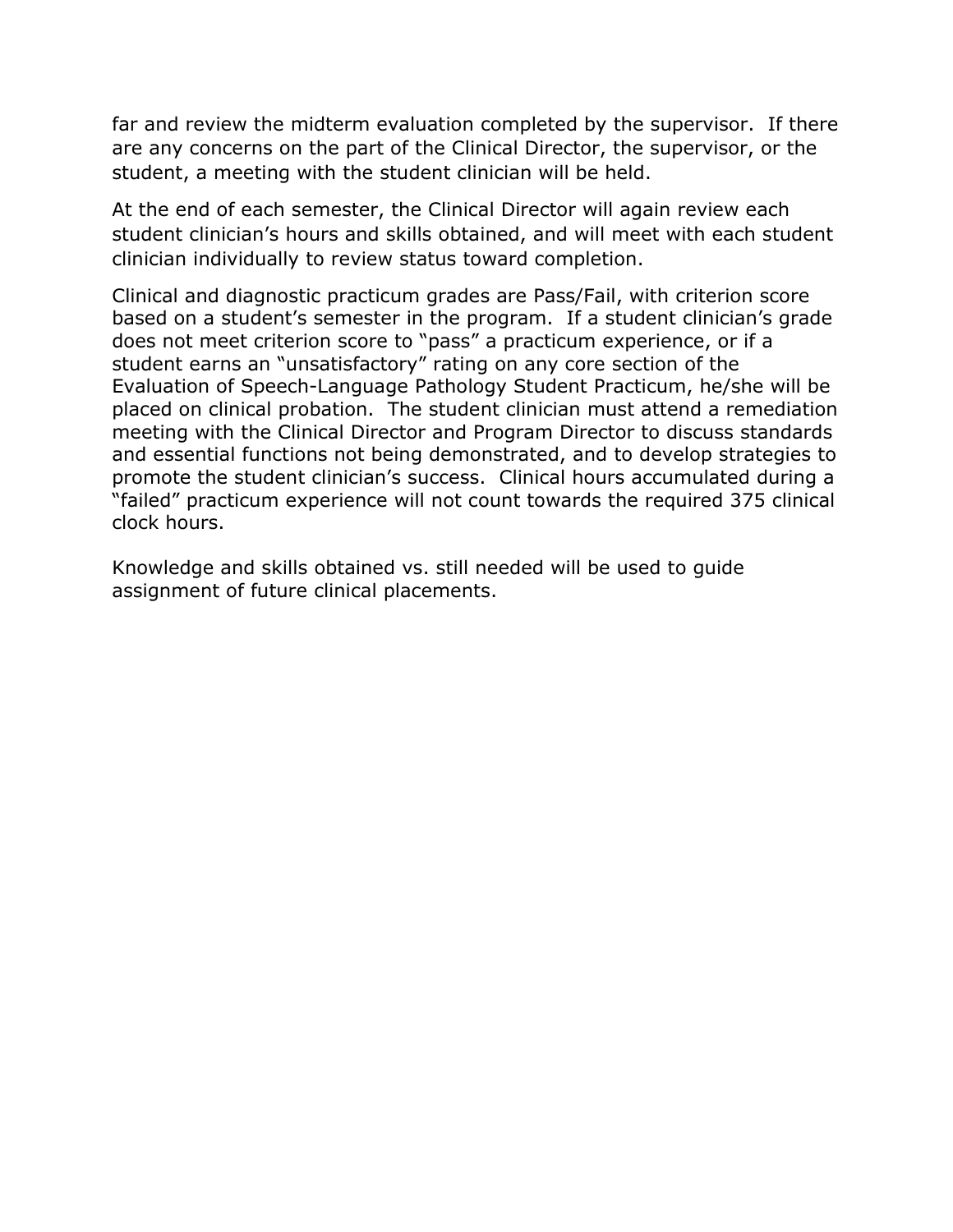far and review the midterm evaluation completed by the supervisor. If there are any concerns on the part of the Clinical Director, the supervisor, or the student, a meeting with the student clinician will be held.

At the end of each semester, the Clinical Director will again review each student clinician's hours and skills obtained, and will meet with each student clinician individually to review status toward completion.

Clinical and diagnostic practicum grades are Pass/Fail, with criterion score based on a student's semester in the program. If a student clinician's grade does not meet criterion score to "pass" a practicum experience, or if a student earns an "unsatisfactory" rating on any core section of the Evaluation of Speech-Language Pathology Student Practicum, he/she will be placed on clinical probation. The student clinician must attend a remediation meeting with the Clinical Director and Program Director to discuss standards and essential functions not being demonstrated, and to develop strategies to promote the student clinician's success. Clinical hours accumulated during a "failed" practicum experience will not count towards the required 375 clinical clock hours.

Knowledge and skills obtained vs. still needed will be used to guide assignment of future clinical placements.